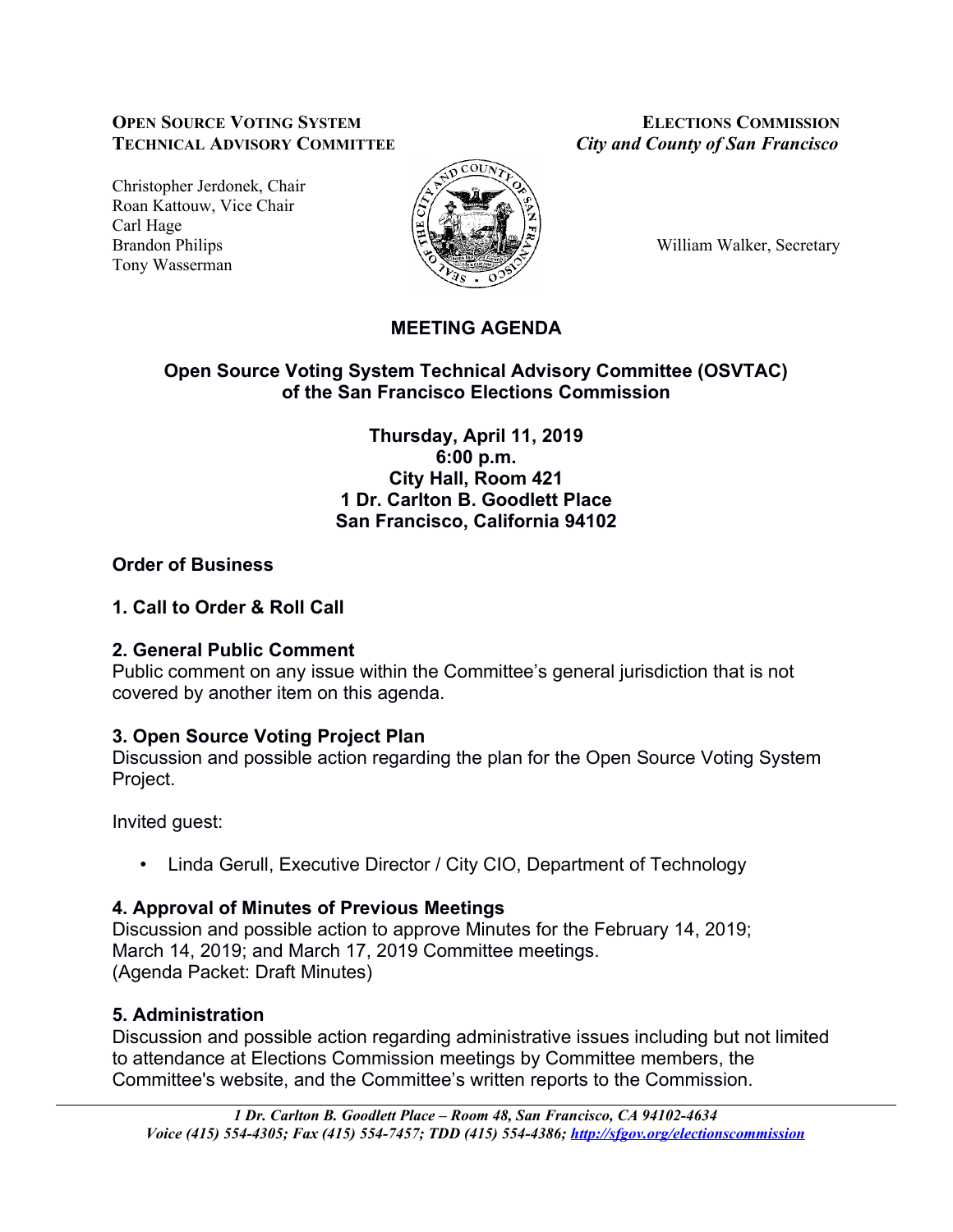**OPEN SOURCE VOTING SYSTEM TECHNICAL ADVISORY COMMITTEE**

**ELECTIONS COMMISSION**
*City and County of San Francisco*

Christopher Jerdonek, Chair
Roan Kattouw, Vice Chair
Carl Hage
Brandon Philips
Tony Wasserman

William Walker, Secretary

# MEETING AGENDA

## Open Source Voting System Technical Advisory Committee (OSVTAC) of the San Francisco Elections Commission

**Thursday, April 11, 2019**
**6:00 p.m.**
**City Hall, Room 421**
**1 Dr. Carlton B. Goodlett Place**
**San Francisco, California 94102**

### Order of Business

### 1. Call to Order & Roll Call

### 2. General Public Comment

Public comment on any issue within the Committee's general jurisdiction that is not covered by another item on this agenda.

### 3. Open Source Voting Project Plan

Discussion and possible action regarding the plan for the Open Source Voting System Project.

Invited guest:

- Linda Gerull, Executive Director / City CIO, Department of Technology

### 4. Approval of Minutes of Previous Meetings

Discussion and possible action to approve Minutes for the February 14, 2019; March 14, 2019; and March 17, 2019 Committee meetings.
(Agenda Packet: Draft Minutes)

### 5. Administration

Discussion and possible action regarding administrative issues including but not limited to attendance at Elections Commission meetings by Committee members, the Committee's website, and the Committee's written reports to the Commission.

*1 Dr. Carlton B. Goodlett Place – Room 48, San Francisco, CA 94102-4634*
*Voice (415) 554-4305; Fax (415) 554-7457; TDD (415) 554-4386; http://sfgov.org/electionscommission*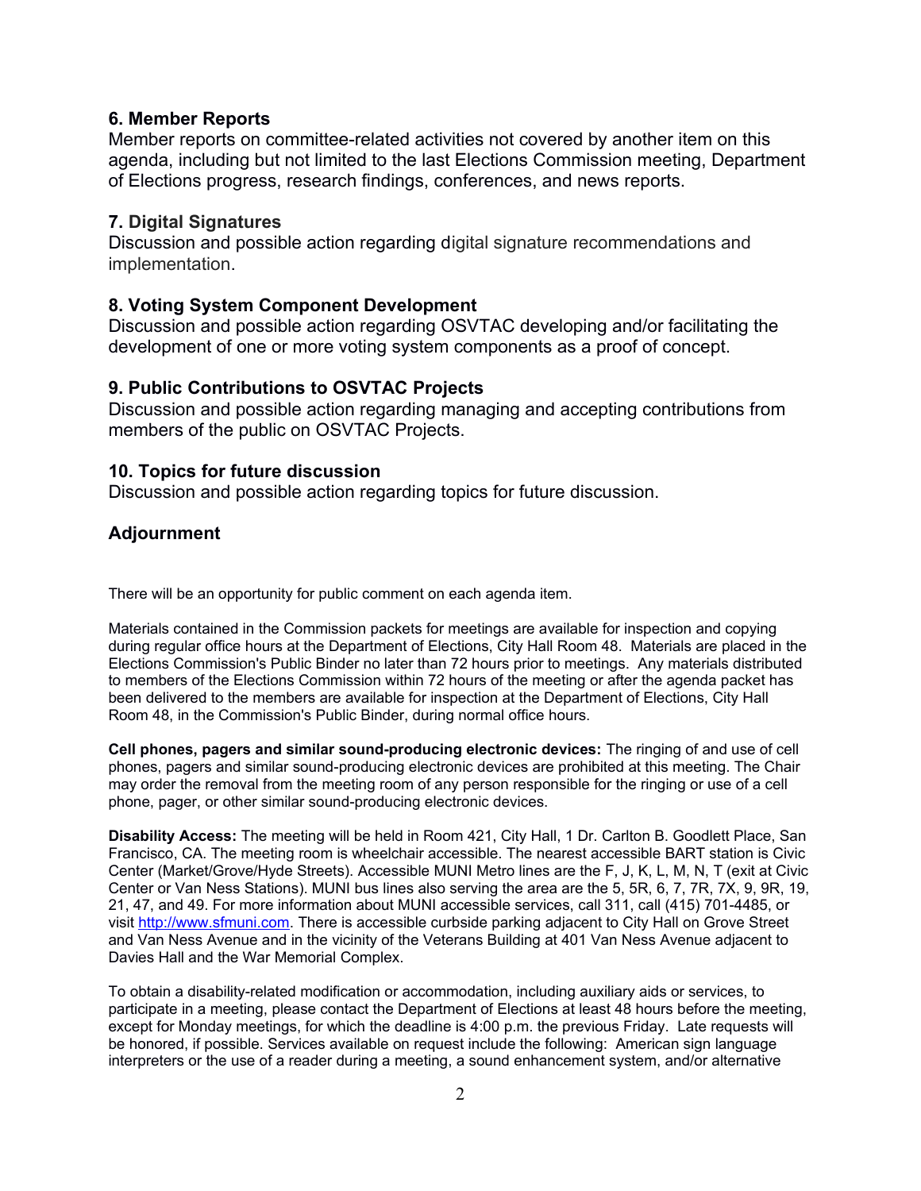### 6. Member Reports

Member reports on committee-related activities not covered by another item on this agenda, including but not limited to the last Elections Commission meeting, Department of Elections progress, research findings, conferences, and news reports.

### 7. Digital Signatures

Discussion and possible action regarding digital signature recommendations and implementation.

### 8. Voting System Component Development

Discussion and possible action regarding OSVTAC developing and/or facilitating the development of one or more voting system components as a proof of concept.

### 9. Public Contributions to OSVTAC Projects

Discussion and possible action regarding managing and accepting contributions from members of the public on OSVTAC Projects.

### 10. Topics for future discussion

Discussion and possible action regarding topics for future discussion.

### Adjournment

There will be an opportunity for public comment on each agenda item.

Materials contained in the Commission packets for meetings are available for inspection and copying during regular office hours at the Department of Elections, City Hall Room 48. Materials are placed in the Elections Commission's Public Binder no later than 72 hours prior to meetings. Any materials distributed to members of the Elections Commission within 72 hours of the meeting or after the agenda packet has been delivered to the members are available for inspection at the Department of Elections, City Hall Room 48, in the Commission's Public Binder, during normal office hours.

**Cell phones, pagers and similar sound-producing electronic devices:** The ringing of and use of cell phones, pagers and similar sound-producing electronic devices are prohibited at this meeting. The Chair may order the removal from the meeting room of any person responsible for the ringing or use of a cell phone, pager, or other similar sound-producing electronic devices.

**Disability Access:** The meeting will be held in Room 421, City Hall, 1 Dr. Carlton B. Goodlett Place, San Francisco, CA. The meeting room is wheelchair accessible. The nearest accessible BART station is Civic Center (Market/Grove/Hyde Streets). Accessible MUNI Metro lines are the F, J, K, L, M, N, T (exit at Civic Center or Van Ness Stations). MUNI bus lines also serving the area are the 5, 5R, 6, 7, 7R, 7X, 9, 9R, 19, 21, 47, and 49. For more information about MUNI accessible services, call 311, call (415) 701-4485, or visit [http://www.sfmuni.com](http://www.sfmuni.com). There is accessible curbside parking adjacent to City Hall on Grove Street and Van Ness Avenue and in the vicinity of the Veterans Building at 401 Van Ness Avenue adjacent to Davies Hall and the War Memorial Complex.

To obtain a disability-related modification or accommodation, including auxiliary aids or services, to participate in a meeting, please contact the Department of Elections at least 48 hours before the meeting, except for Monday meetings, for which the deadline is 4:00 p.m. the previous Friday. Late requests will be honored, if possible. Services available on request include the following: American sign language interpreters or the use of a reader during a meeting, a sound enhancement system, and/or alternative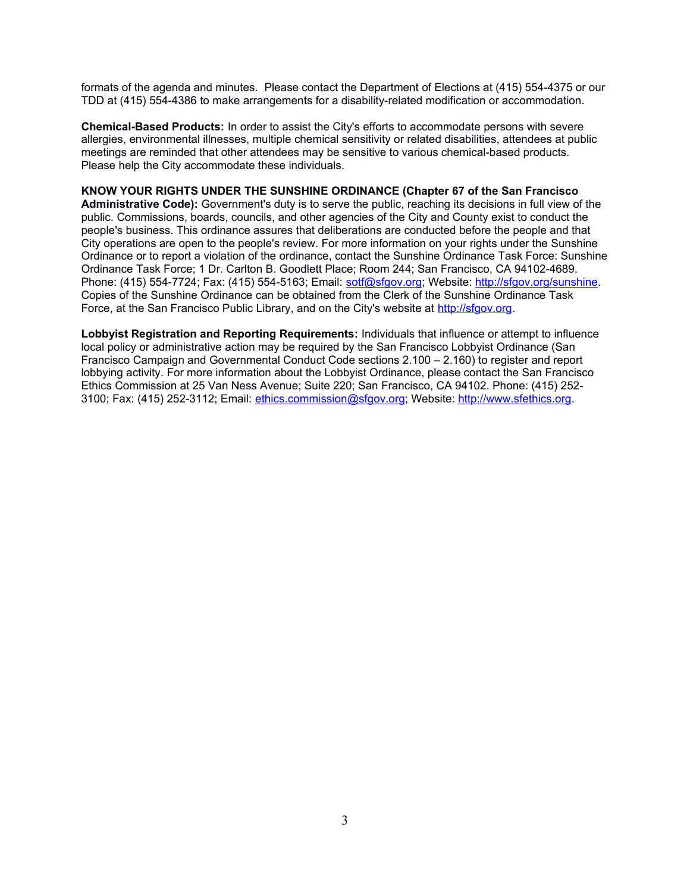formats of the agenda and minutes. Please contact the Department of Elections at (415) 554-4375 or our TDD at (415) 554-4386 to make arrangements for a disability-related modification or accommodation.

**Chemical-Based Products:** In order to assist the City's efforts to accommodate persons with severe allergies, environmental illnesses, multiple chemical sensitivity or related disabilities, attendees at public meetings are reminded that other attendees may be sensitive to various chemical-based products. Please help the City accommodate these individuals.

**KNOW YOUR RIGHTS UNDER THE SUNSHINE ORDINANCE (Chapter 67 of the San Francisco Administrative Code):** Government's duty is to serve the public, reaching its decisions in full view of the public. Commissions, boards, councils, and other agencies of the City and County exist to conduct the people's business. This ordinance assures that deliberations are conducted before the people and that City operations are open to the people's review. For more information on your rights under the Sunshine Ordinance or to report a violation of the ordinance, contact the Sunshine Ordinance Task Force: Sunshine Ordinance Task Force; 1 Dr. Carlton B. Goodlett Place; Room 244; San Francisco, CA 94102-4689. Phone: (415) 554-7724; Fax: (415) 554-5163; Email: sotf@sfgov.org; Website: http://sfgov.org/sunshine. Copies of the Sunshine Ordinance can be obtained from the Clerk of the Sunshine Ordinance Task Force, at the San Francisco Public Library, and on the City's website at http://sfgov.org.

**Lobbyist Registration and Reporting Requirements:** Individuals that influence or attempt to influence local policy or administrative action may be required by the San Francisco Lobbyist Ordinance (San Francisco Campaign and Governmental Conduct Code sections 2.100 – 2.160) to register and report lobbying activity. For more information about the Lobbyist Ordinance, please contact the San Francisco Ethics Commission at 25 Van Ness Avenue; Suite 220; San Francisco, CA 94102. Phone: (415) 252-3100; Fax: (415) 252-3112; Email: ethics.commission@sfgov.org; Website: http://www.sfethics.org.